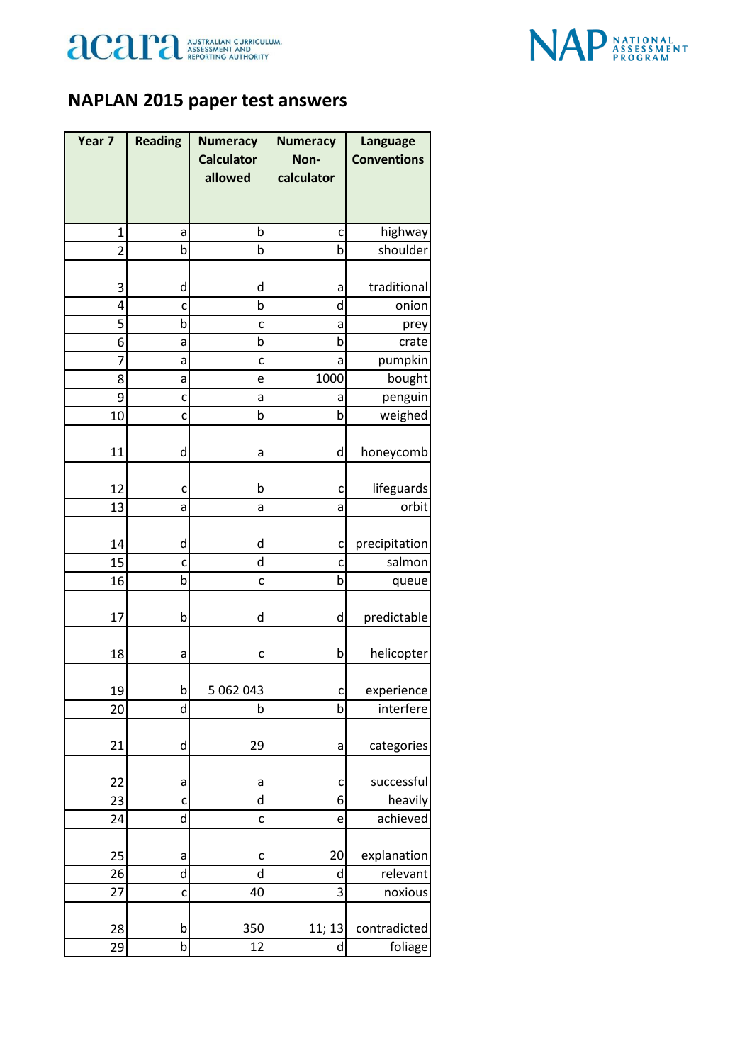## NAPLAN 2015 paper test answers

| Year 7 | Reading | Numeracy Calculator allowed | Numeracy Non-calculator | Language Conventions |
|---|---|---|---|---|
| 1 | a | b | c | highway |
| 2 | b | b | b | shoulder |
| 3 | d | d | a | traditional |
| 4 | c | b | d | onion |
| 5 | b | c | a | prey |
| 6 | a | b | b | crate |
| 7 | a | c | a | pumpkin |
| 8 | a | e | 1000 | bought |
| 9 | c | a | a | penguin |
| 10 | c | b | b | weighed |
| 11 | d | a | d | honeycomb |
| 12 | c | b | c | lifeguards |
| 13 | a | a | a | orbit |
| 14 | d | d | c | precipitation |
| 15 | c | d | c | salmon |
| 16 | b | c | b | queue |
| 17 | b | d | d | predictable |
| 18 | a | c | b | helicopter |
| 19 | b | 5 062 043 | c | experience |
| 20 | d | b | b | interfere |
| 21 | d | 29 | a | categories |
| 22 | a | a | c | successful |
| 23 | c | d | 6 | heavily |
| 24 | d | c | e | achieved |
| 25 | a | c | 20 | explanation |
| 26 | d | d | d | relevant |
| 27 | c | 40 | 3 | noxious |
| 28 | b | 350 | 11; 13 | contradicted |
| 29 | b | 12 | d | foliage |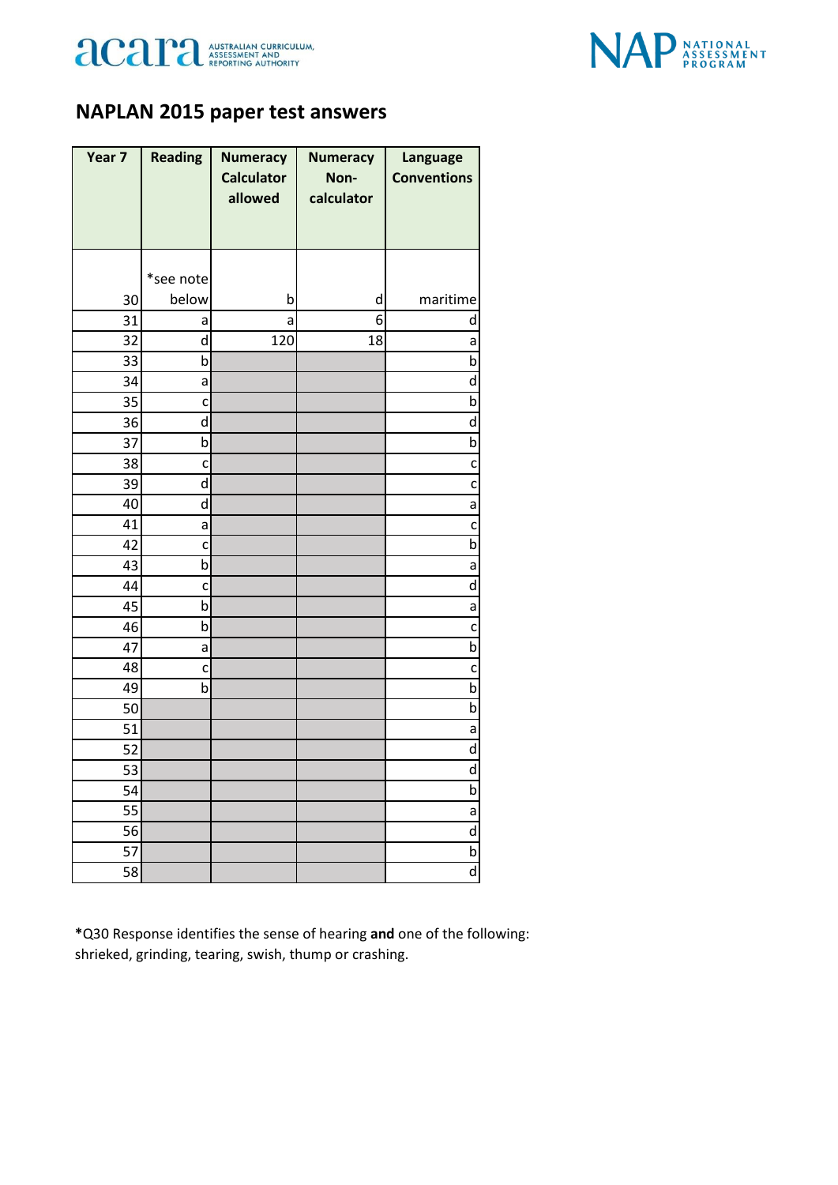## NAPLAN 2015 paper test answers

| Year 7 | Reading | Numeracy Calculator allowed | Numeracy Non-calculator | Language Conventions |
|---|---|---|---|---|
| 30 | *see note below | b | d | maritime |
| 31 | a | a | 6 | d |
| 32 | d | 120 | 18 | a |
| 33 | b | | | b |
| 34 | a | | | d |
| 35 | c | | | b |
| 36 | d | | | d |
| 37 | b | | | b |
| 38 | c | | | c |
| 39 | d | | | c |
| 40 | d | | | a |
| 41 | a | | | c |
| 42 | c | | | b |
| 43 | b | | | a |
| 44 | c | | | d |
| 45 | b | | | a |
| 46 | b | | | c |
| 47 | a | | | b |
| 48 | c | | | c |
| 49 | b | | | b |
| 50 | | | | b |
| 51 | | | | a |
| 52 | | | | d |
| 53 | | | | d |
| 54 | | | | b |
| 55 | | | | a |
| 56 | | | | d |
| 57 | | | | b |
| 58 | | | | d |

***Q30** Response identifies the sense of hearing **and** one of the following: shrieked, grinding, tearing, swish, thump or crashing.